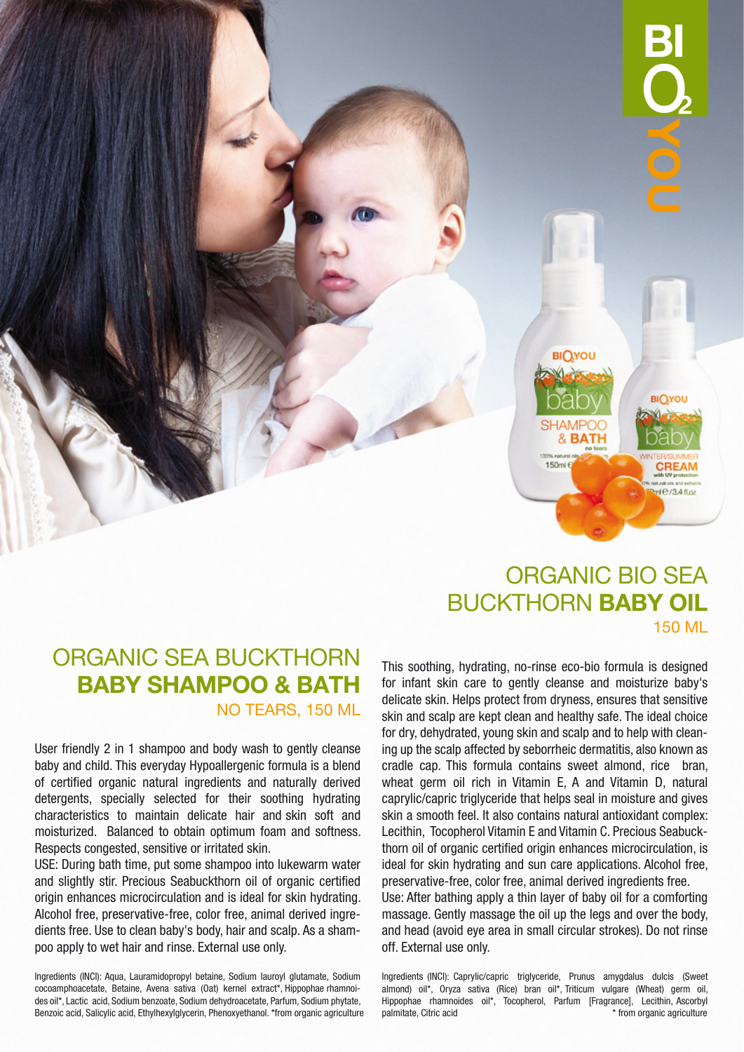# ORGANIC BIO SEA BUCKTHORN **BABY OIL**

150 ML

This soothing, hydrating, no-rinse eco-bio formula is designed for infant skin care to gently cleanse and moisturize baby's delicate skin. Helps protect from dryness, ensures that sensitive skin and scalp are kept clean and healthy safe. The ideal choice for dry, dehydrated, young skin and scalp and to help with cleaning up the scalp affected by seborrheic dermatitis, also known as cradle cap. This formula contains sweet almond, rice bran, wheat germ oil rich in Vitamin E, A and Vitamin D, natural caprylic/capric triglyceride that helps seal in moisture and gives skin a smooth feel. It also contains natural antioxidant complex: Lecithin, Tocopherol Vitamin E and Vitamin C. Precious Seabuckthorn oil of organic certified origin enhances microcirculation, is ideal for skin hydrating and sun care applications. Alcohol free, preservative-free, color free, animal derived ingredients free.

Use: After bathing apply a thin layer of baby oil for a comforting massage. Gently massage the oil up the legs and over the body, and head (avoid eye area in small circular strokes). Do not rinse off. External use only.

Ingredients (INCI): Caprylic/capric triglyceride, Prunus amygdalus dulcis (Sweet almond) oil*, Oryza sativa (Rice) bran oil*, Triticum vulgare (Wheat) germ oil, Hippophae rhamnoides oil*, Tocopherol, Parfum [Fragrance], Lecithin, Ascorbyl palmitate, Citric acid * from organic agriculture

# ORGANIC SEA BUCKTHORN **BABY SHAMPOO & BATH**

NO TEARS, 150 ML

User friendly 2 in 1 shampoo and body wash to gently cleanse baby and child. This everyday Hypoallergenic formula is a blend of certified organic natural ingredients and naturally derived detergents, specially selected for their soothing hydrating characteristics to maintain delicate hair and skin soft and moisturized. Balanced to obtain optimum foam and softness. Respects congested, sensitive or irritated skin.

USE: During bath time, put some shampoo into lukewarm water and slightly stir. Precious Seabuckthorn oil of organic certified origin enhances microcirculation and is ideal for skin hydrating. Alcohol free, preservative-free, color free, animal derived ingredients free. Use to clean baby's body, hair and scalp. As a shampoo apply to wet hair and rinse. External use only.

Ingredients (INCI): Aqua, Lauramidopropyl betaine, Sodium lauroyl glutamate, Sodium cocoamphoacetate, Betaine, Avena sativa (Oat) kernel extract*, Hippophae rhamnoides oil*, Lactic acid, Sodium benzoate, Sodium dehydroacetate, Parfum, Sodium phytate, Benzoic acid, Salicylic acid, Ethylhexylglycerin, Phenoxyethanol. *from organic agriculture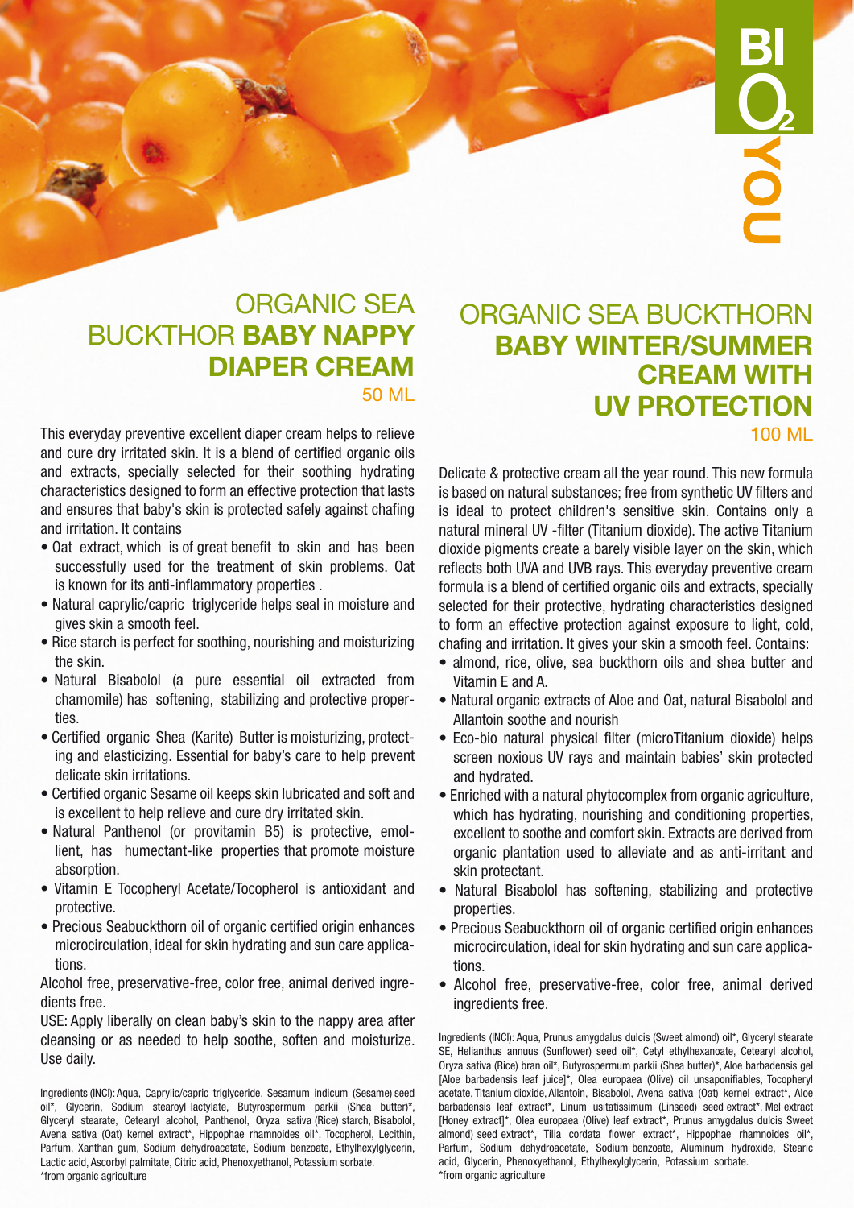BI O2 YOU

# ORGANIC SEA BUCKTHOR **BABY NAPPY DIAPER CREAM**

50 ML

This everyday preventive excellent diaper cream helps to relieve and cure dry irritated skin. It is a blend of certified organic oils and extracts, specially selected for their soothing hydrating characteristics designed to form an effective protection that lasts and ensures that baby's skin is protected safely against chafing and irritation. It contains

- Oat extract, which is of great benefit to skin and has been successfully used for the treatment of skin problems. Oat is known for its anti-inflammatory properties .
- Natural caprylic/capric triglyceride helps seal in moisture and gives skin a smooth feel.
- Rice starch is perfect for soothing, nourishing and moisturizing the skin.
- Natural Bisabolol (a pure essential oil extracted from chamomile) has softening, stabilizing and protective properties.
- Certified organic Shea (Karite) Butter is moisturizing, protecting and elasticizing. Essential for baby's care to help prevent delicate skin irritations.
- Certified organic Sesame oil keeps skin lubricated and soft and is excellent to help relieve and cure dry irritated skin.
- Natural Panthenol (or provitamin B5) is protective, emollient, has humectant-like properties that promote moisture absorption.
- Vitamin E Tocopheryl Acetate/Tocopherol is antioxidant and protective.
- Precious Seabuckthorn oil of organic certified origin enhances microcirculation, ideal for skin hydrating and sun care applications.

Alcohol free, preservative-free, color free, animal derived ingredients free.

USE: Apply liberally on clean baby's skin to the nappy area after cleansing or as needed to help soothe, soften and moisturize. Use daily.

Ingredients (INCI): Aqua, Caprylic/capric triglyceride, Sesamum indicum (Sesame) seed oil*, Glycerin, Sodium stearoyl lactylate, Butyrospermum parkii (Shea butter)*, Glyceryl stearate, Cetearyl alcohol, Panthenol, Oryza sativa (Rice) starch, Bisabolol, Avena sativa (Oat) kernel extract*, Hippophae rhamnoides oil*, Tocopherol, Lecithin, Parfum, Xanthan gum, Sodium dehydroacetate, Sodium benzoate, Ethylhexylglycerin, Lactic acid, Ascorbyl palmitate, Citric acid, Phenoxyethanol, Potassium sorbate.
*from organic agriculture

# ORGANIC SEA BUCKTHORN **BABY WINTER/SUMMER CREAM WITH UV PROTECTION**

100 ML

Delicate & protective cream all the year round. This new formula is based on natural substances; free from synthetic UV filters and is ideal to protect children's sensitive skin. Contains only a natural mineral UV -filter (Titanium dioxide). The active Titanium dioxide pigments create a barely visible layer on the skin, which reflects both UVA and UVB rays. This everyday preventive cream formula is a blend of certified organic oils and extracts, specially selected for their protective, hydrating characteristics designed to form an effective protection against exposure to light, cold, chafing and irritation. It gives your skin a smooth feel. Contains:

- almond, rice, olive, sea buckthorn oils and shea butter and Vitamin E and A.
- Natural organic extracts of Aloe and Oat, natural Bisabolol and Allantoin soothe and nourish
- Eco-bio natural physical filter (microTitanium dioxide) helps screen noxious UV rays and maintain babies' skin protected and hydrated.
- Enriched with a natural phytocomplex from organic agriculture, which has hydrating, nourishing and conditioning properties, excellent to soothe and comfort skin. Extracts are derived from organic plantation used to alleviate and as anti-irritant and skin protectant.
- Natural Bisabolol has softening, stabilizing and protective properties.
- Precious Seabuckthorn oil of organic certified origin enhances microcirculation, ideal for skin hydrating and sun care applications.
- Alcohol free, preservative-free, color free, animal derived ingredients free.

Ingredients (INCI): Aqua, Prunus amygdalus dulcis (Sweet almond) oil*, Glyceryl stearate SE, Helianthus annuus (Sunflower) seed oil*, Cetyl ethylhexanoate, Cetearyl alcohol, Oryza sativa (Rice) bran oil*, Butyrospermum parkii (Shea butter)*, Aloe barbadensis gel [Aloe barbadensis leaf juice]*, Olea europaea (Olive) oil unsaponifiables, Tocopheryl acetate, Titanium dioxide, Allantoin, Bisabolol, Avena sativa (Oat) kernel extract*, Aloe barbadensis leaf extract*, Linum usitatissimum (Linseed) seed extract*, Mel extract [Honey extract]*, Olea europaea (Olive) leaf extract*, Prunus amygdalus dulcis Sweet almond) seed extract*, Tilia cordata flower extract*, Hippophae rhamnoides oil*, Parfum, Sodium dehydroacetate, Sodium benzoate, Aluminum hydroxide, Stearic acid, Glycerin, Phenoxyethanol, Ethylhexylglycerin, Potassium sorbate.
*from organic agriculture